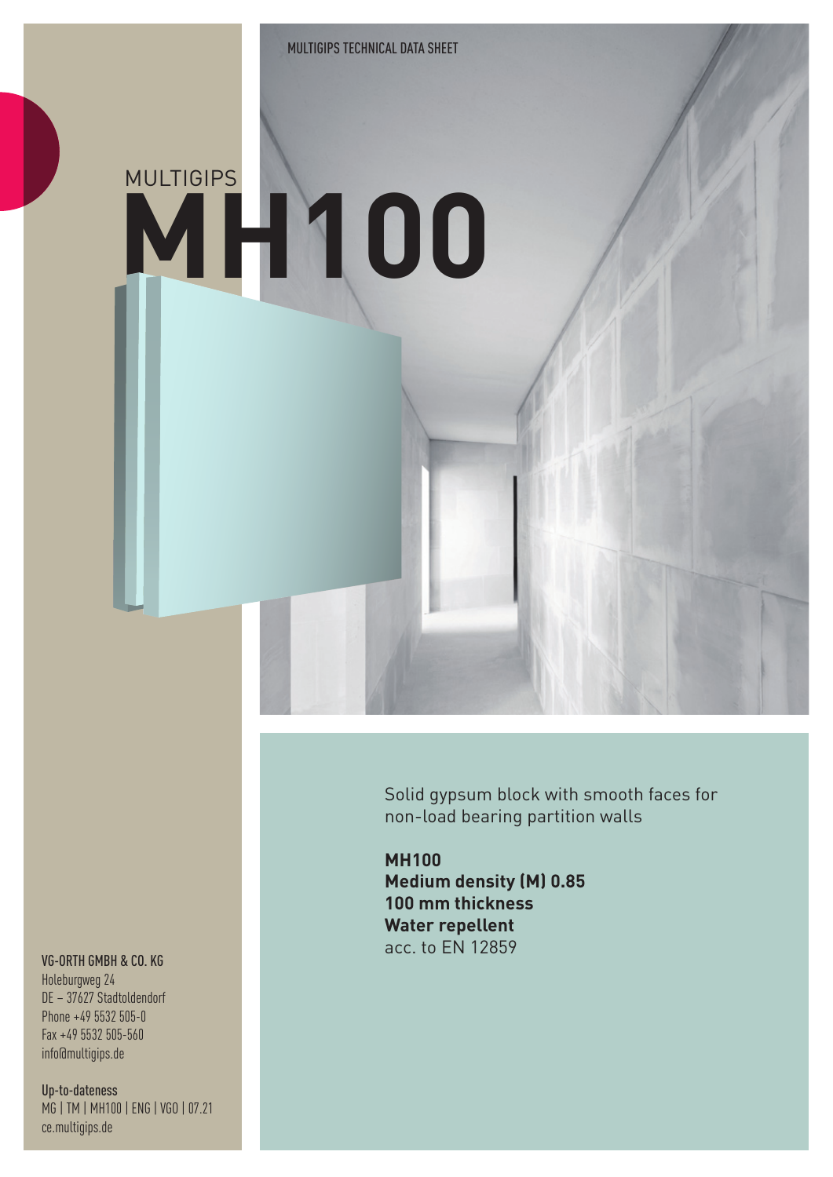MULTIGIPS TECHNICAL DATA SHEET

MULTIGIPS

# MH100

Solid gypsum block with smooth faces for non-load bearing partition walls

**MH100**
**Medium density (M) 0.85**
**100 mm thickness**
**Water repellent**
acc. to EN 12859

VG-ORTH GMBH & CO. KG
Holeburgweg 24
DE – 37627 Stadtoldendorf
Phone +49 5532 505-0
Fax +49 5532 505-560
info@multigips.de

Up-to-dateness
MG | TM | MH100 | ENG | VGO | 07.21
ce.multigips.de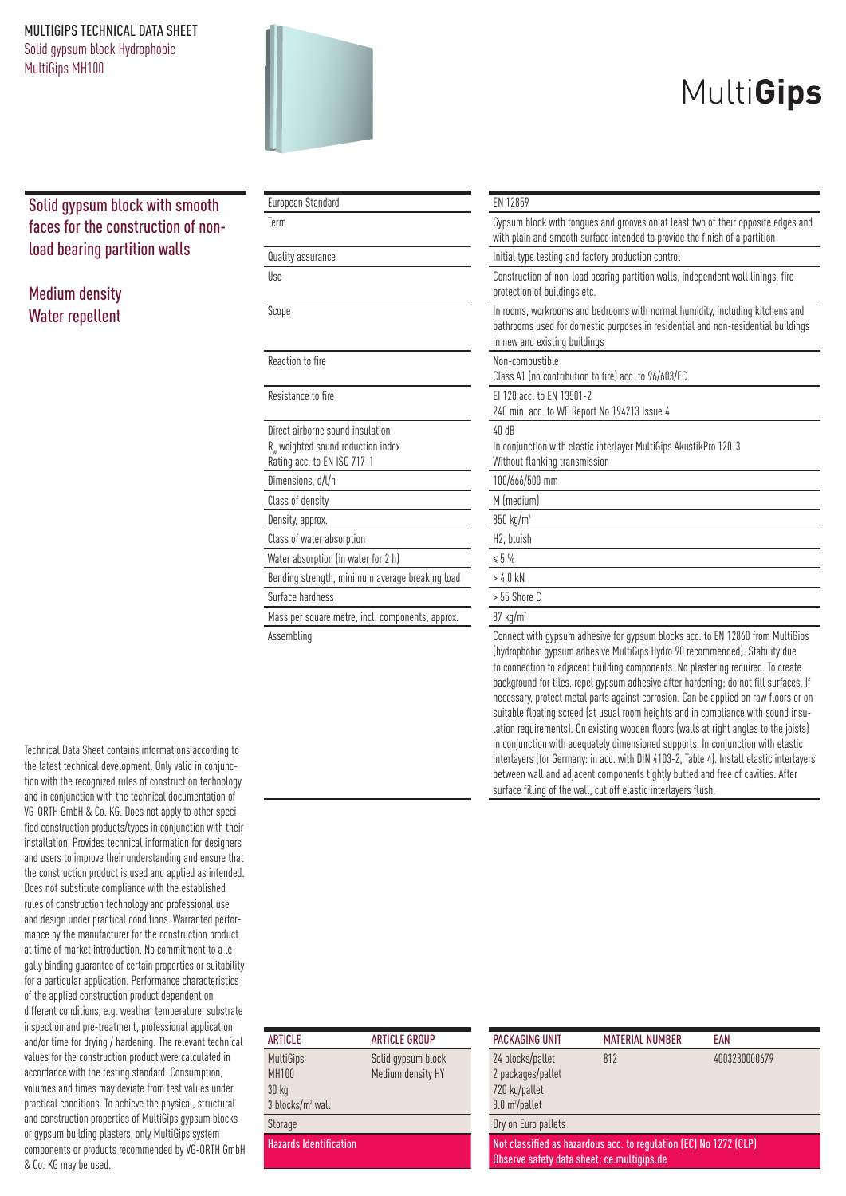MULTIGIPS TECHNICAL DATA SHEET
Solid gypsum block Hydrophobic
MultiGips MH100

MultiGips

## Solid gypsum block with smooth faces for the construction of non-load bearing partition walls

## Medium density Water repellent

| | |
|---|---|
| European Standard | EN 12859 |
| Term | Gypsum block with tongues and grooves on at least two of their opposite edges and with plain and smooth surface intended to provide the finish of a partition |
| Quality assurance | Initial type testing and factory production control |
| Use | Construction of non-load bearing partition walls, independent wall linings, fire protection of buildings etc. |
| Scope | In rooms, workrooms and bedrooms with normal humidity, including kitchens and bathrooms used for domestic purposes in residential and non-residential buildings in new and existing buildings |
| Reaction to fire | Non-combustible Class A1 (no contribution to fire) acc. to 96/603/EC |
| Resistance to fire | EI 120 acc. to EN 13501-2 240 min. acc. to WF Report No 194213 Issue 4 |
| Direct airborne sound insulation $R_w$ weighted sound reduction index Rating acc. to EN ISO 717-1 | 40 dB In conjunction with elastic interlayer MultiGips AkustikPro 120-3 Without flanking transmission |
| Dimensions, d/l/h | 100/666/500 mm |
| Class of density | M (medium) |
| Density, approx. | 850 kg/m³ |
| Class of water absorption | H2, bluish |
| Water absorption (in water for 2 h) | ≤ 5 % |
| Bending strength, minimum average breaking load | > 4.0 kN |
| Surface hardness | > 55 Shore C |
| Mass per square metre, incl. components, approx. | 87 kg/m² |
| Assembling | Connect with gypsum adhesive for gypsum blocks acc. to EN 12860 from MultiGips (hydrophobic gypsum adhesive MultiGips Hydro 90 recommended). Stability due to connection to adjacent building components. No plastering required. To create background for tiles, repel gypsum adhesive after hardening; do not fill surfaces. If necessary, protect metal parts against corrosion. Can be applied on raw floors or on suitable floating screed (at usual room heights and in compliance with sound insulation requirements). On existing wooden floors (walls at right angles to the joists) in conjunction with adequately dimensioned supports. In conjunction with elastic interlayers (for Germany: in acc. with DIN 4103-2, Table 4). Install elastic interlayers between wall and adjacent components tightly butted and free of cavities. After surface filling of the wall, cut off elastic interlayers flush. |

Technical Data Sheet contains informations according to the latest technical development. Only valid in conjunction with the recognized rules of construction technology and in conjunction with the technical documentation of VG-ORTH GmbH & Co. KG. Does not apply to other specified construction products/types in conjunction with their installation. Provides technical information for designers and users to improve their understanding and ensure that the construction product is used and applied as intended. Does not substitute compliance with the established rules of construction technology and professional use and design under practical conditions. Warranted performance by the manufacturer for the construction product at time of market introduction. No commitment to a legally binding guarantee of certain properties or suitability for a particular application. Performance characteristics of the applied construction product dependent on different conditions, e.g. weather, temperature, substrate inspection and pre-treatment, professional application and/or time for drying / hardening. The relevant technical values for the construction product were calculated in accordance with the testing standard. Consumption, volumes and times may deviate from test values under practical conditions. To achieve the physical, structural and construction properties of MultiGips gypsum blocks or gypsum building plasters, only MultiGips system components or products recommended by VG-ORTH GmbH & Co. KG may be used.

| ARTICLE | ARTICLE GROUP | PACKAGING UNIT | MATERIAL NUMBER | EAN |
|---|---|---|---|---|
| MultiGips MH100 30 kg 3 blocks/m² wall | Solid gypsum block Medium density HY | 24 blocks/pallet 2 packages/pallet 720 kg/pallet 8.0 m²/pallet | 812 | 4003230000679 |
| Storage | | Dry on Euro pallets | | |
| Hazards Identification | | Not classified as hazardous acc. to regulation (EC) No 1272 (CLP) Observe safety data sheet: ce.multigips.de | | |